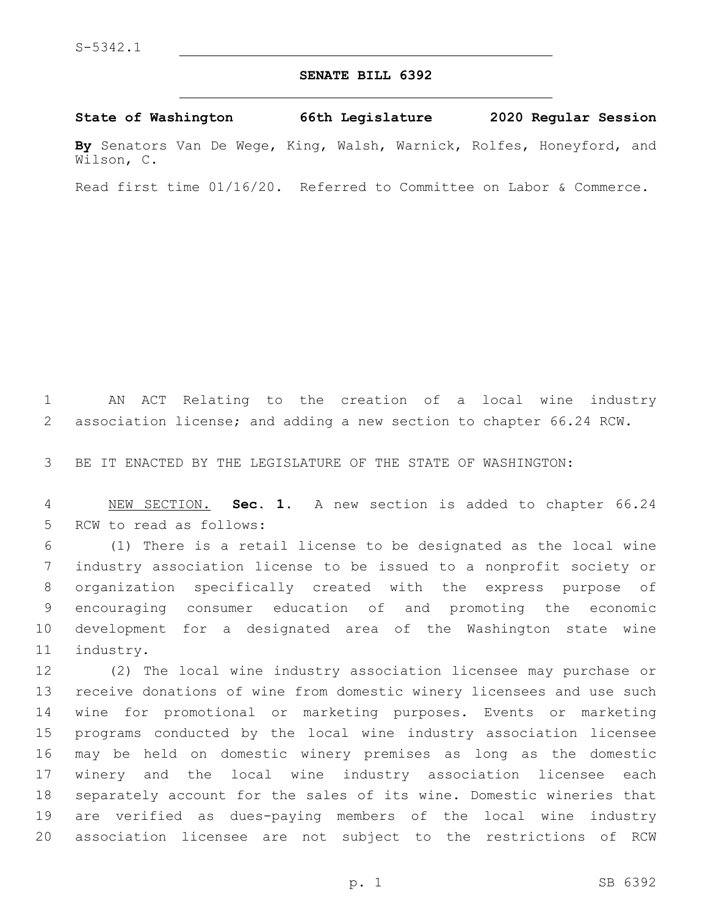S-5342.1

## SENATE BILL 6392

**State of Washington 66th Legislature 2020 Regular Session**

**By** Senators Van De Wege, King, Walsh, Warnick, Rolfes, Honeyford, and Wilson, C.

Read first time 01/16/20. Referred to Committee on Labor & Commerce.

AN ACT Relating to the creation of a local wine industry association license; and adding a new section to chapter 66.24 RCW.

BE IT ENACTED BY THE LEGISLATURE OF THE STATE OF WASHINGTON:

NEW SECTION. **Sec. 1.** A new section is added to chapter 66.24 RCW to read as follows:

(1) There is a retail license to be designated as the local wine industry association license to be issued to a nonprofit society or organization specifically created with the express purpose of encouraging consumer education of and promoting the economic development for a designated area of the Washington state wine industry.

(2) The local wine industry association licensee may purchase or receive donations of wine from domestic winery licensees and use such wine for promotional or marketing purposes. Events or marketing programs conducted by the local wine industry association licensee may be held on domestic winery premises as long as the domestic winery and the local wine industry association licensee each separately account for the sales of its wine. Domestic wineries that are verified as dues-paying members of the local wine industry association licensee are not subject to the restrictions of RCW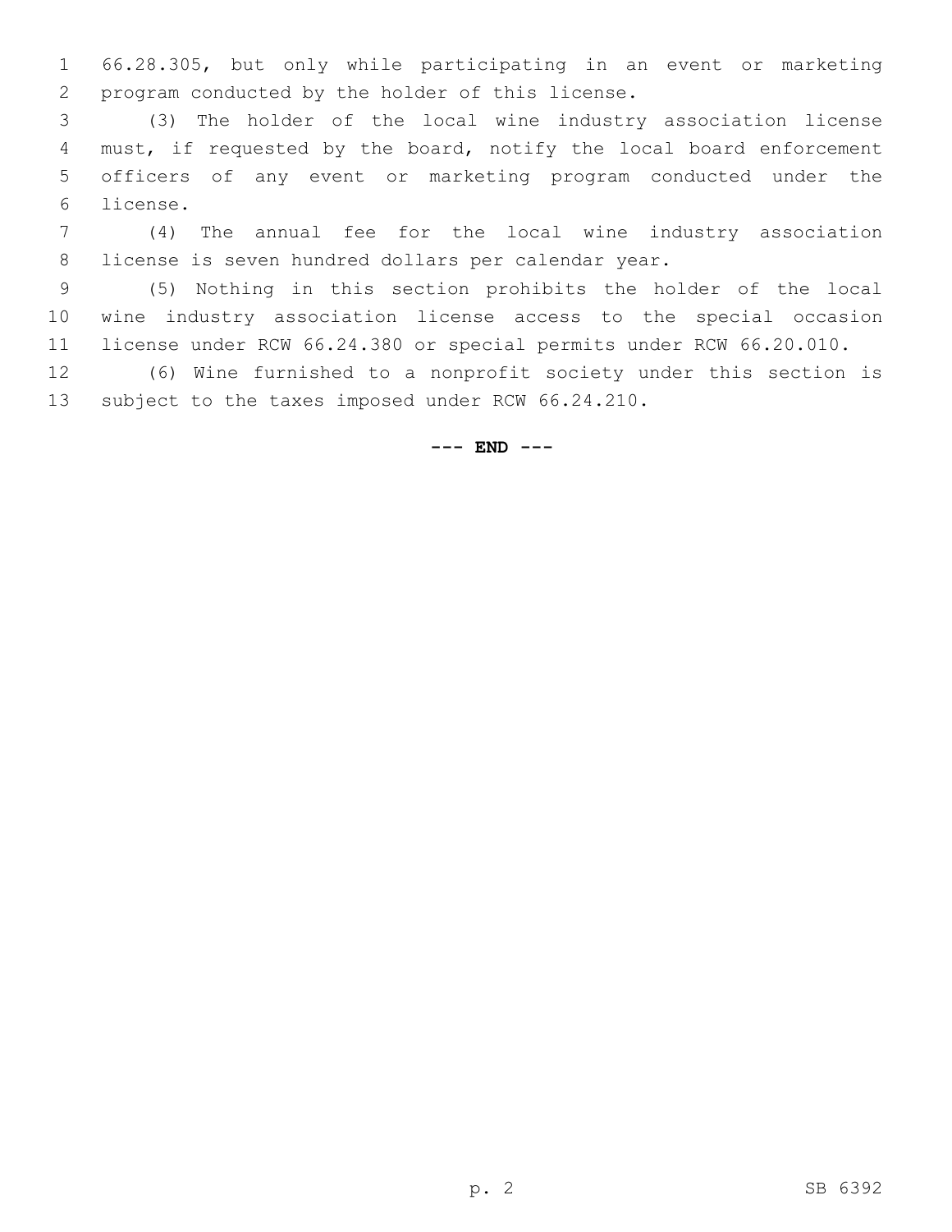66.28.305, but only while participating in an event or marketing program conducted by the holder of this license.

(3) The holder of the local wine industry association license must, if requested by the board, notify the local board enforcement officers of any event or marketing program conducted under the license.

(4) The annual fee for the local wine industry association license is seven hundred dollars per calendar year.

(5) Nothing in this section prohibits the holder of the local wine industry association license access to the special occasion license under RCW 66.24.380 or special permits under RCW 66.20.010.

(6) Wine furnished to a nonprofit society under this section is subject to the taxes imposed under RCW 66.24.210.

**--- END ---**